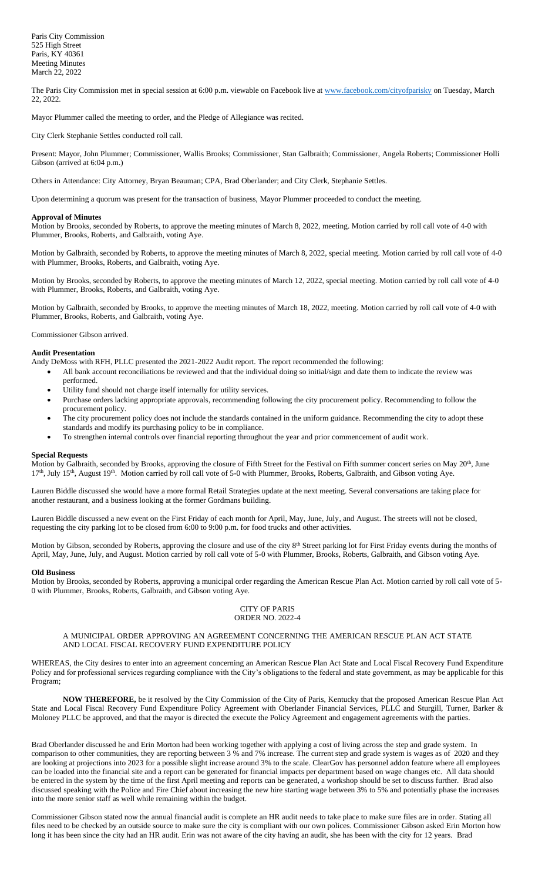Paris City Commission
525 High Street
Paris, KY 40361
Meeting Minutes
March 22, 2022

The Paris City Commission met in special session at 6:00 p.m. viewable on Facebook live at www.facebook.com/cityofparisky on Tuesday, March 22, 2022.

Mayor Plummer called the meeting to order, and the Pledge of Allegiance was recited.

City Clerk Stephanie Settles conducted roll call.

Present: Mayor, John Plummer; Commissioner, Wallis Brooks; Commissioner, Stan Galbraith; Commissioner, Angela Roberts; Commissioner Holli Gibson (arrived at 6:04 p.m.)

Others in Attendance: City Attorney, Bryan Beauman; CPA, Brad Oberlander; and City Clerk, Stephanie Settles.

Upon determining a quorum was present for the transaction of business, Mayor Plummer proceeded to conduct the meeting.

**Approval of Minutes**

Motion by Brooks, seconded by Roberts, to approve the meeting minutes of March 8, 2022, meeting. Motion carried by roll call vote of 4-0 with Plummer, Brooks, Roberts, and Galbraith, voting Aye.

Motion by Galbraith, seconded by Roberts, to approve the meeting minutes of March 8, 2022, special meeting. Motion carried by roll call vote of 4-0 with Plummer, Brooks, Roberts, and Galbraith, voting Aye.

Motion by Brooks, seconded by Roberts, to approve the meeting minutes of March 12, 2022, special meeting. Motion carried by roll call vote of 4-0 with Plummer, Brooks, Roberts, and Galbraith, voting Aye.

Motion by Galbraith, seconded by Brooks, to approve the meeting minutes of March 18, 2022, meeting. Motion carried by roll call vote of 4-0 with Plummer, Brooks, Roberts, and Galbraith, voting Aye.

Commissioner Gibson arrived.

**Audit Presentation**

Andy DeMoss with RFH, PLLC presented the 2021-2022 Audit report. The report recommended the following:

- All bank account reconciliations be reviewed and that the individual doing so initial/sign and date them to indicate the review was performed.
- Utility fund should not charge itself internally for utility services.
- Purchase orders lacking appropriate approvals, recommending following the city procurement policy. Recommending to follow the procurement policy.
- The city procurement policy does not include the standards contained in the uniform guidance. Recommending the city to adopt these standards and modify its purchasing policy to be in compliance.
- To strengthen internal controls over financial reporting throughout the year and prior commencement of audit work.

**Special Requests**

Motion by Galbraith, seconded by Brooks, approving the closure of Fifth Street for the Festival on Fifth summer concert series on May 20th, June 17th, July 15th, August 19th. Motion carried by roll call vote of 5-0 with Plummer, Brooks, Roberts, Galbraith, and Gibson voting Aye.

Lauren Biddle discussed she would have a more formal Retail Strategies update at the next meeting. Several conversations are taking place for another restaurant, and a business looking at the former Gordmans building.

Lauren Biddle discussed a new event on the First Friday of each month for April, May, June, July, and August. The streets will not be closed, requesting the city parking lot to be closed from 6:00 to 9:00 p.m. for food trucks and other activities.

Motion by Gibson, seconded by Roberts, approving the closure and use of the city 8th Street parking lot for First Friday events during the months of April, May, June, July, and August. Motion carried by roll call vote of 5-0 with Plummer, Brooks, Roberts, Galbraith, and Gibson voting Aye.

**Old Business**

Motion by Brooks, seconded by Roberts, approving a municipal order regarding the American Rescue Plan Act. Motion carried by roll call vote of 5-0 with Plummer, Brooks, Roberts, Galbraith, and Gibson voting Aye.

CITY OF PARIS
ORDER NO. 2022-4

A MUNICIPAL ORDER APPROVING AN AGREEMENT CONCERNING THE AMERICAN RESCUE PLAN ACT STATE AND LOCAL FISCAL RECOVERY FUND EXPENDITURE POLICY

WHEREAS, the City desires to enter into an agreement concerning an American Rescue Plan Act State and Local Fiscal Recovery Fund Expenditure Policy and for professional services regarding compliance with the City's obligations to the federal and state government, as may be applicable for this Program;

**NOW THEREFORE,** be it resolved by the City Commission of the City of Paris, Kentucky that the proposed American Rescue Plan Act State and Local Fiscal Recovery Fund Expenditure Policy Agreement with Oberlander Financial Services, PLLC and Sturgill, Turner, Barker & Moloney PLLC be approved, and that the mayor is directed the execute the Policy Agreement and engagement agreements with the parties.

Brad Oberlander discussed he and Erin Morton had been working together with applying a cost of living across the step and grade system. In comparison to other communities, they are reporting between 3 % and 7% increase. The current step and grade system is wages as of 2020 and they are looking at projections into 2023 for a possible slight increase around 3% to the scale. ClearGov has personnel addon feature where all employees can be loaded into the financial site and a report can be generated for financial impacts per department based on wage changes etc. All data should be entered in the system by the time of the first April meeting and reports can be generated, a workshop should be set to discuss further. Brad also discussed speaking with the Police and Fire Chief about increasing the new hire starting wage between 3% to 5% and potentially phase the increases into the more senior staff as well while remaining within the budget.

Commissioner Gibson stated now the annual financial audit is complete an HR audit needs to take place to make sure files are in order. Stating all files need to be checked by an outside source to make sure the city is compliant with our own polices. Commissioner Gibson asked Erin Morton how long it has been since the city had an HR audit. Erin was not aware of the city having an audit, she has been with the city for 12 years. Brad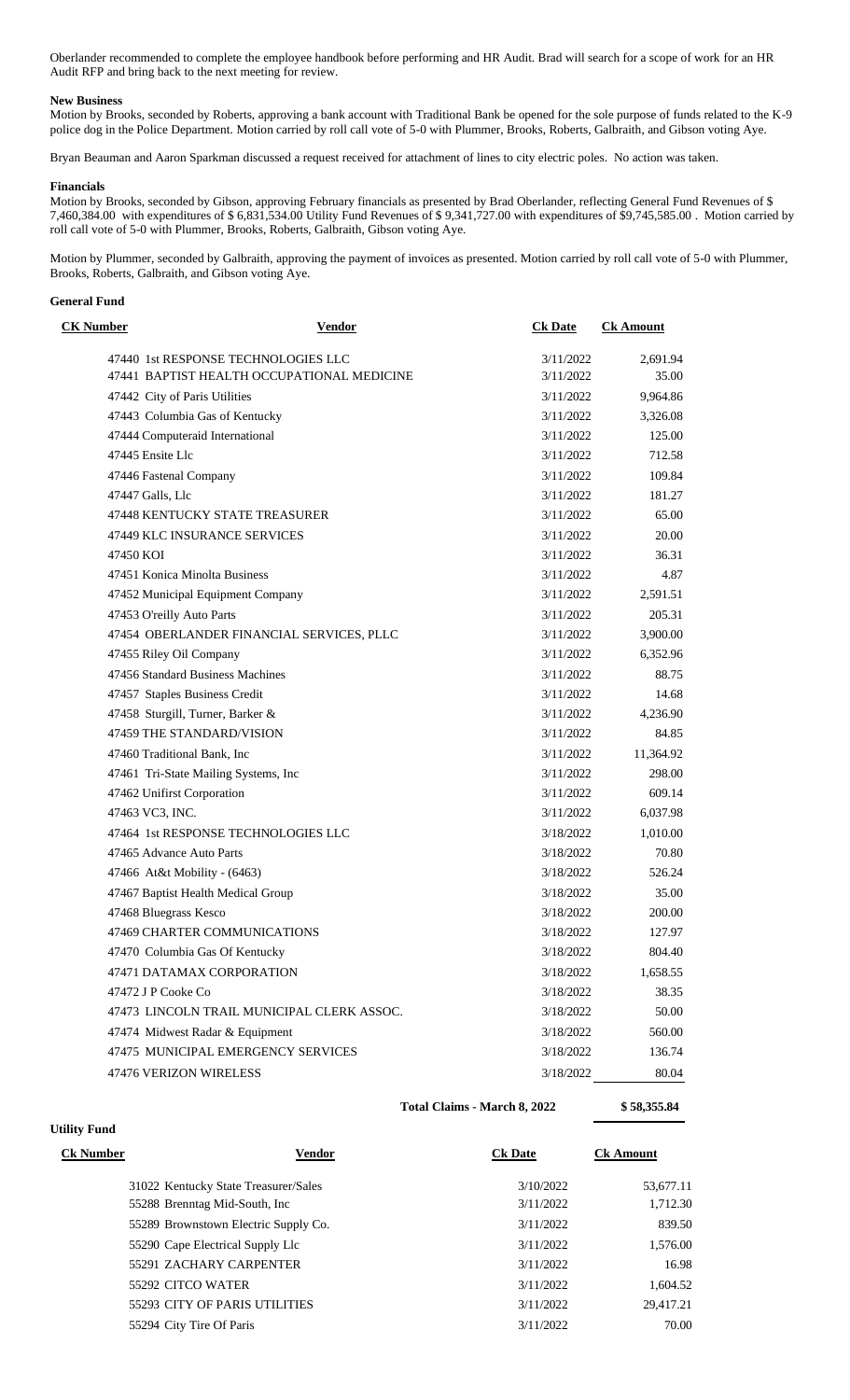Oberlander recommended to complete the employee handbook before performing and HR Audit. Brad will search for a scope of work for an HR Audit RFP and bring back to the next meeting for review.

**New Business**

Motion by Brooks, seconded by Roberts, approving a bank account with Traditional Bank be opened for the sole purpose of funds related to the K-9 police dog in the Police Department. Motion carried by roll call vote of 5-0 with Plummer, Brooks, Roberts, Galbraith, and Gibson voting Aye.

Bryan Beauman and Aaron Sparkman discussed a request received for attachment of lines to city electric poles. No action was taken.

**Financials**

Motion by Brooks, seconded by Gibson, approving February financials as presented by Brad Oberlander, reflecting General Fund Revenues of $ 7,460,384.00 with expenditures of $ 6,831,534.00 Utility Fund Revenues of $ 9,341,727.00 with expenditures of $9,745,585.00 . Motion carried by roll call vote of 5-0 with Plummer, Brooks, Roberts, Galbraith, Gibson voting Aye.

Motion by Plummer, seconded by Galbraith, approving the payment of invoices as presented. Motion carried by roll call vote of 5-0 with Plummer, Brooks, Roberts, Galbraith, and Gibson voting Aye.

**General Fund**

| CK Number | Vendor | Ck Date | Ck Amount |
|---|---|---|---|
| 47440 | 1st RESPONSE TECHNOLOGIES LLC | 3/11/2022 | 2,691.94 |
| 47441 | BAPTIST HEALTH OCCUPATIONAL MEDICINE | 3/11/2022 | 35.00 |
| 47442 | City of Paris Utilities | 3/11/2022 | 9,964.86 |
| 47443 | Columbia Gas of Kentucky | 3/11/2022 | 3,326.08 |
| 47444 | Computeraid International | 3/11/2022 | 125.00 |
| 47445 | Ensite Llc | 3/11/2022 | 712.58 |
| 47446 | Fastenal Company | 3/11/2022 | 109.84 |
| 47447 | Galls, Llc | 3/11/2022 | 181.27 |
| 47448 | KENTUCKY STATE TREASURER | 3/11/2022 | 65.00 |
| 47449 | KLC INSURANCE SERVICES | 3/11/2022 | 20.00 |
| 47450 | KOI | 3/11/2022 | 36.31 |
| 47451 | Konica Minolta Business | 3/11/2022 | 4.87 |
| 47452 | Municipal Equipment Company | 3/11/2022 | 2,591.51 |
| 47453 | O'reilly Auto Parts | 3/11/2022 | 205.31 |
| 47454 | OBERLANDER FINANCIAL SERVICES, PLLC | 3/11/2022 | 3,900.00 |
| 47455 | Riley Oil Company | 3/11/2022 | 6,352.96 |
| 47456 | Standard Business Machines | 3/11/2022 | 88.75 |
| 47457 | Staples Business Credit | 3/11/2022 | 14.68 |
| 47458 | Sturgill, Turner, Barker & | 3/11/2022 | 4,236.90 |
| 47459 | THE STANDARD/VISION | 3/11/2022 | 84.85 |
| 47460 | Traditional Bank, Inc | 3/11/2022 | 11,364.92 |
| 47461 | Tri-State Mailing Systems, Inc | 3/11/2022 | 298.00 |
| 47462 | Unifirst Corporation | 3/11/2022 | 609.14 |
| 47463 | VC3, INC. | 3/11/2022 | 6,037.98 |
| 47464 | 1st RESPONSE TECHNOLOGIES LLC | 3/18/2022 | 1,010.00 |
| 47465 | Advance Auto Parts | 3/18/2022 | 70.80 |
| 47466 | At&t Mobility - (6463) | 3/18/2022 | 526.24 |
| 47467 | Baptist Health Medical Group | 3/18/2022 | 35.00 |
| 47468 | Bluegrass Kesco | 3/18/2022 | 200.00 |
| 47469 | CHARTER COMMUNICATIONS | 3/18/2022 | 127.97 |
| 47470 | Columbia Gas Of Kentucky | 3/18/2022 | 804.40 |
| 47471 | DATAMAX CORPORATION | 3/18/2022 | 1,658.55 |
| 47472 | J P Cooke Co | 3/18/2022 | 38.35 |
| 47473 | LINCOLN TRAIL MUNICIPAL CLERK ASSOC. | 3/18/2022 | 50.00 |
| 47474 | Midwest Radar & Equipment | 3/18/2022 | 560.00 |
| 47475 | MUNICIPAL EMERGENCY SERVICES | 3/18/2022 | 136.74 |
| 47476 | VERIZON WIRELESS | 3/18/2022 | 80.04 |
| | | **Total Claims - March 8, 2022** | **$ 58,355.84** |

**Utility Fund**

| Ck Number | Vendor | Ck Date | Ck Amount |
|---|---|---|---|
| 31022 | Kentucky State Treasurer/Sales | 3/10/2022 | 53,677.11 |
| 55288 | Brenntag Mid-South, Inc | 3/11/2022 | 1,712.30 |
| 55289 | Brownstown Electric Supply Co. | 3/11/2022 | 839.50 |
| 55290 | Cape Electrical Supply Llc | 3/11/2022 | 1,576.00 |
| 55291 | ZACHARY CARPENTER | 3/11/2022 | 16.98 |
| 55292 | CITCO WATER | 3/11/2022 | 1,604.52 |
| 55293 | CITY OF PARIS UTILITIES | 3/11/2022 | 29,417.21 |
| 55294 | City Tire Of Paris | 3/11/2022 | 70.00 |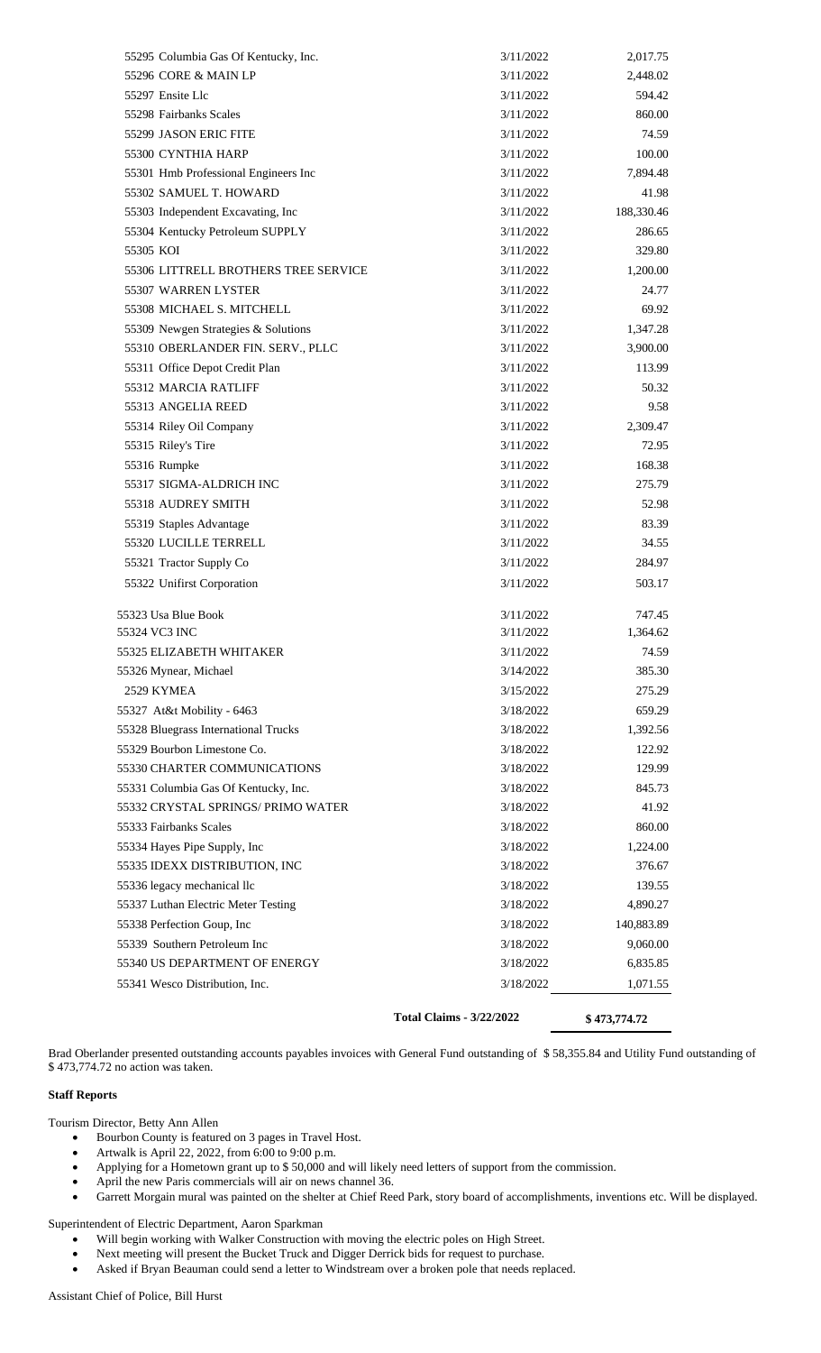| | | |
|---|---|---|
| 55295 Columbia Gas Of Kentucky, Inc. | 3/11/2022 | 2,017.75 |
| 55296 CORE & MAIN LP | 3/11/2022 | 2,448.02 |
| 55297 Ensite Llc | 3/11/2022 | 594.42 |
| 55298 Fairbanks Scales | 3/11/2022 | 860.00 |
| 55299 JASON ERIC FITE | 3/11/2022 | 74.59 |
| 55300 CYNTHIA HARP | 3/11/2022 | 100.00 |
| 55301 Hmb Professional Engineers Inc | 3/11/2022 | 7,894.48 |
| 55302 SAMUEL T. HOWARD | 3/11/2022 | 41.98 |
| 55303 Independent Excavating, Inc | 3/11/2022 | 188,330.46 |
| 55304 Kentucky Petroleum SUPPLY | 3/11/2022 | 286.65 |
| 55305 KOI | 3/11/2022 | 329.80 |
| 55306 LITTRELL BROTHERS TREE SERVICE | 3/11/2022 | 1,200.00 |
| 55307 WARREN LYSTER | 3/11/2022 | 24.77 |
| 55308 MICHAEL S. MITCHELL | 3/11/2022 | 69.92 |
| 55309 Newgen Strategies & Solutions | 3/11/2022 | 1,347.28 |
| 55310 OBERLANDER FIN. SERV., PLLC | 3/11/2022 | 3,900.00 |
| 55311 Office Depot Credit Plan | 3/11/2022 | 113.99 |
| 55312 MARCIA RATLIFF | 3/11/2022 | 50.32 |
| 55313 ANGELIA REED | 3/11/2022 | 9.58 |
| 55314 Riley Oil Company | 3/11/2022 | 2,309.47 |
| 55315 Riley's Tire | 3/11/2022 | 72.95 |
| 55316 Rumpke | 3/11/2022 | 168.38 |
| 55317 SIGMA-ALDRICH INC | 3/11/2022 | 275.79 |
| 55318 AUDREY SMITH | 3/11/2022 | 52.98 |
| 55319 Staples Advantage | 3/11/2022 | 83.39 |
| 55320 LUCILLE TERRELL | 3/11/2022 | 34.55 |
| 55321 Tractor Supply Co | 3/11/2022 | 284.97 |
| 55322 Unifirst Corporation | 3/11/2022 | 503.17 |
| 55323 Usa Blue Book | 3/11/2022 | 747.45 |
| 55324 VC3 INC | 3/11/2022 | 1,364.62 |
| 55325 ELIZABETH WHITAKER | 3/11/2022 | 74.59 |
| 55326 Mynear, Michael | 3/14/2022 | 385.30 |
| 2529 KYMEA | 3/15/2022 | 275.29 |
| 55327 At&t Mobility - 6463 | 3/18/2022 | 659.29 |
| 55328 Bluegrass International Trucks | 3/18/2022 | 1,392.56 |
| 55329 Bourbon Limestone Co. | 3/18/2022 | 122.92 |
| 55330 CHARTER COMMUNICATIONS | 3/18/2022 | 129.99 |
| 55331 Columbia Gas Of Kentucky, Inc. | 3/18/2022 | 845.73 |
| 55332 CRYSTAL SPRINGS/ PRIMO WATER | 3/18/2022 | 41.92 |
| 55333 Fairbanks Scales | 3/18/2022 | 860.00 |
| 55334 Hayes Pipe Supply, Inc | 3/18/2022 | 1,224.00 |
| 55335 IDEXX DISTRIBUTION, INC | 3/18/2022 | 376.67 |
| 55336 legacy mechanical llc | 3/18/2022 | 139.55 |
| 55337 Luthan Electric Meter Testing | 3/18/2022 | 4,890.27 |
| 55338 Perfection Goup, Inc | 3/18/2022 | 140,883.89 |
| 55339 Southern Petroleum Inc | 3/18/2022 | 9,060.00 |
| 55340 US DEPARTMENT OF ENERGY | 3/18/2022 | 6,835.85 |
| 55341 Wesco Distribution, Inc. | 3/18/2022 | 1,071.55 |
| | **Total Claims - 3/22/2022** | **$ 473,774.72** |

Brad Oberlander presented outstanding accounts payables invoices with General Fund outstanding of $ 58,355.84 and Utility Fund outstanding of $ 473,774.72 no action was taken.

**Staff Reports**

Tourism Director, Betty Ann Allen

- Bourbon County is featured on 3 pages in Travel Host.
- Artwalk is April 22, 2022, from 6:00 to 9:00 p.m.
- Applying for a Hometown grant up to $ 50,000 and will likely need letters of support from the commission.
- April the new Paris commercials will air on news channel 36.
- Garrett Morgain mural was painted on the shelter at Chief Reed Park, story board of accomplishments, inventions etc. Will be displayed.

Superintendent of Electric Department, Aaron Sparkman

- Will begin working with Walker Construction with moving the electric poles on High Street.
- Next meeting will present the Bucket Truck and Digger Derrick bids for request to purchase.
- Asked if Bryan Beauman could send a letter to Windstream over a broken pole that needs replaced.

Assistant Chief of Police, Bill Hurst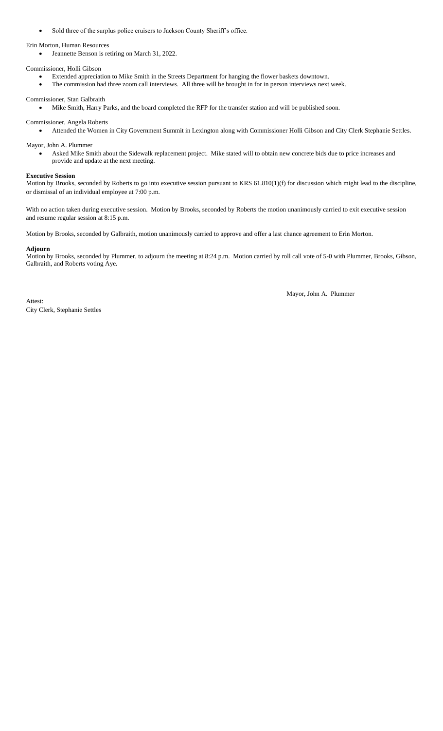- Sold three of the surplus police cruisers to Jackson County Sheriff's office.

Erin Morton, Human Resources

- Jeannette Benson is retiring on March 31, 2022.

Commissioner, Holli Gibson

- Extended appreciation to Mike Smith in the Streets Department for hanging the flower baskets downtown.
- The commission had three zoom call interviews. All three will be brought in for in person interviews next week.

Commissioner, Stan Galbraith

- Mike Smith, Harry Parks, and the board completed the RFP for the transfer station and will be published soon.

Commissioner, Angela Roberts

- Attended the Women in City Government Summit in Lexington along with Commissioner Holli Gibson and City Clerk Stephanie Settles.

Mayor, John A. Plummer

- Asked Mike Smith about the Sidewalk replacement project. Mike stated will to obtain new concrete bids due to price increases and provide and update at the next meeting.

**Executive Session**

Motion by Brooks, seconded by Roberts to go into executive session pursuant to KRS 61.810(1)(f) for discussion which might lead to the discipline, or dismissal of an individual employee at 7:00 p.m.

With no action taken during executive session. Motion by Brooks, seconded by Roberts the motion unanimously carried to exit executive session and resume regular session at 8:15 p.m.

Motion by Brooks, seconded by Galbraith, motion unanimously carried to approve and offer a last chance agreement to Erin Morton.

**Adjourn**

Motion by Brooks, seconded by Plummer, to adjourn the meeting at 8:24 p.m. Motion carried by roll call vote of 5-0 with Plummer, Brooks, Gibson, Galbraith, and Roberts voting Aye.

Mayor, John A. Plummer

Attest:
City Clerk, Stephanie Settles